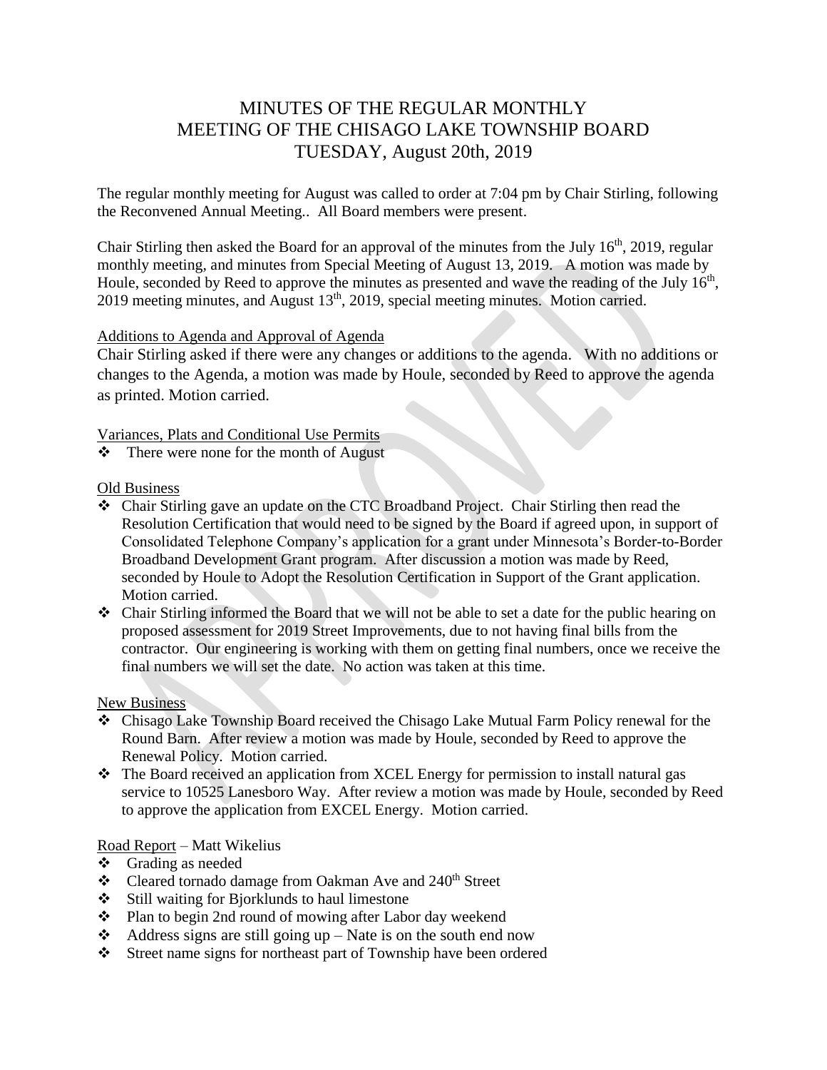# MINUTES OF THE REGULAR MONTHLY MEETING OF THE CHISAGO LAKE TOWNSHIP BOARD TUESDAY, August 20th, 2019

The regular monthly meeting for August was called to order at 7:04 pm by Chair Stirling, following the Reconvened Annual Meeting.. All Board members were present.

Chair Stirling then asked the Board for an approval of the minutes from the July 16th, 2019, regular monthly meeting, and minutes from Special Meeting of August 13, 2019. A motion was made by Houle, seconded by Reed to approve the minutes as presented and wave the reading of the July 16th, 2019 meeting minutes, and August 13th, 2019, special meeting minutes. Motion carried.

Additions to Agenda and Approval of Agenda

Chair Stirling asked if there were any changes or additions to the agenda. With no additions or changes to the Agenda, a motion was made by Houle, seconded by Reed to approve the agenda as printed. Motion carried.

Variances, Plats and Conditional Use Permits

- There were none for the month of August

Old Business

- Chair Stirling gave an update on the CTC Broadband Project. Chair Stirling then read the Resolution Certification that would need to be signed by the Board if agreed upon, in support of Consolidated Telephone Company's application for a grant under Minnesota's Border-to-Border Broadband Development Grant program. After discussion a motion was made by Reed, seconded by Houle to Adopt the Resolution Certification in Support of the Grant application. Motion carried.
- Chair Stirling informed the Board that we will not be able to set a date for the public hearing on proposed assessment for 2019 Street Improvements, due to not having final bills from the contractor. Our engineering is working with them on getting final numbers, once we receive the final numbers we will set the date. No action was taken at this time.

New Business

- Chisago Lake Township Board received the Chisago Lake Mutual Farm Policy renewal for the Round Barn. After review a motion was made by Houle, seconded by Reed to approve the Renewal Policy. Motion carried.
- The Board received an application from XCEL Energy for permission to install natural gas service to 10525 Lanesboro Way. After review a motion was made by Houle, seconded by Reed to approve the application from EXCEL Energy. Motion carried.

Road Report – Matt Wikelius

- Grading as needed
- Cleared tornado damage from Oakman Ave and 240th Street
- Still waiting for Bjorklunds to haul limestone
- Plan to begin 2nd round of mowing after Labor day weekend
- Address signs are still going up – Nate is on the south end now
- Street name signs for northeast part of Township have been ordered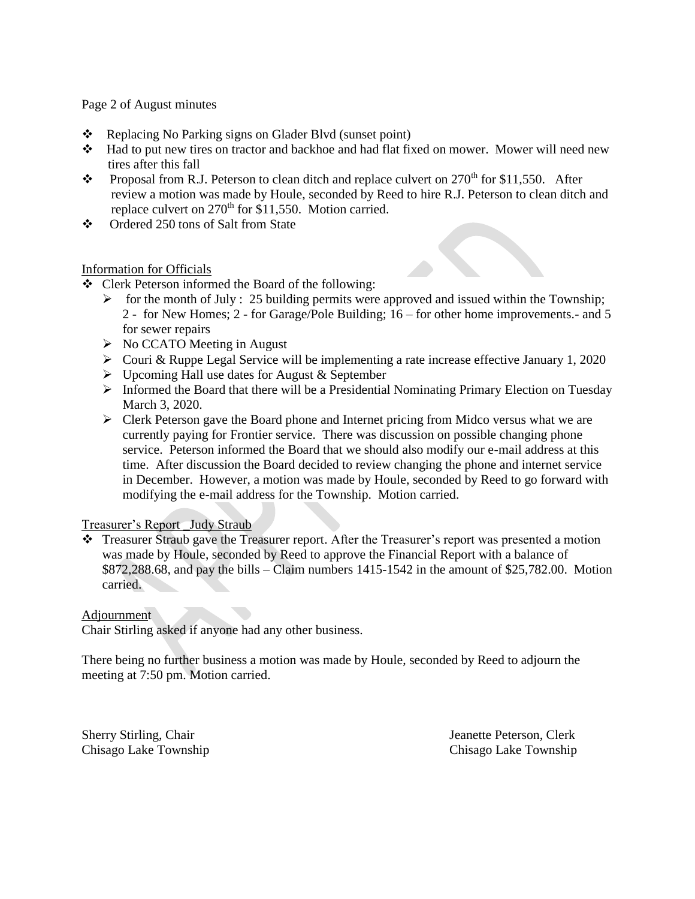Page 2 of August minutes

- Replacing No Parking signs on Glader Blvd (sunset point)
- Had to put new tires on tractor and backhoe and had flat fixed on mower. Mower will need new tires after this fall
- Proposal from R.J. Peterson to clean ditch and replace culvert on 270th for $11,550. After review a motion was made by Houle, seconded by Reed to hire R.J. Peterson to clean ditch and replace culvert on 270th for $11,550. Motion carried.
- Ordered 250 tons of Salt from State

Information for Officials

- Clerk Peterson informed the Board of the following:
  - for the month of July : 25 building permits were approved and issued within the Township; 2 - for New Homes; 2 - for Garage/Pole Building; 16 – for other home improvements.- and 5 for sewer repairs
  - No CCATO Meeting in August
  - Couri & Ruppe Legal Service will be implementing a rate increase effective January 1, 2020
  - Upcoming Hall use dates for August & September
  - Informed the Board that there will be a Presidential Nominating Primary Election on Tuesday March 3, 2020.
  - Clerk Peterson gave the Board phone and Internet pricing from Midco versus what we are currently paying for Frontier service. There was discussion on possible changing phone service. Peterson informed the Board that we should also modify our e-mail address at this time. After discussion the Board decided to review changing the phone and internet service in December. However, a motion was made by Houle, seconded by Reed to go forward with modifying the e-mail address for the Township. Motion carried.

Treasurer's Report _Judy Straub

- Treasurer Straub gave the Treasurer report. After the Treasurer's report was presented a motion was made by Houle, seconded by Reed to approve the Financial Report with a balance of $872,288.68, and pay the bills – Claim numbers 1415-1542 in the amount of $25,782.00. Motion carried.

Adjournment

Chair Stirling asked if anyone had any other business.

There being no further business a motion was made by Houle, seconded by Reed to adjourn the meeting at 7:50 pm. Motion carried.

Sherry Stirling, Chair
Chisago Lake Township

Jeanette Peterson, Clerk
Chisago Lake Township